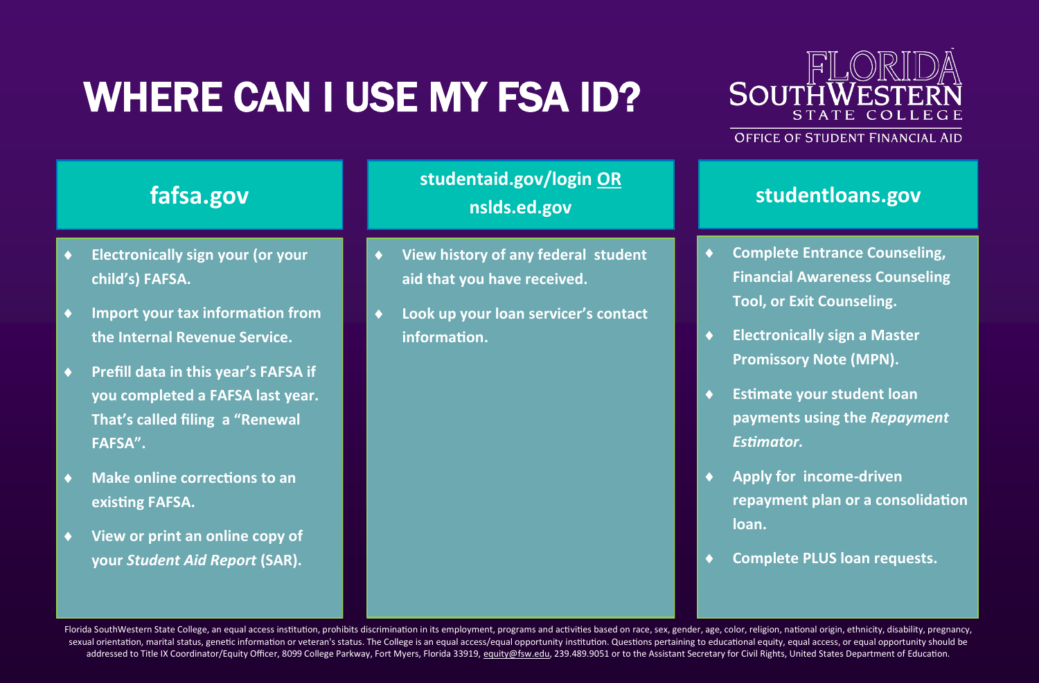# WHERE CAN I USE MY FSA ID?

FLORIDA SOUTHWESTERN STATE COLLEGE
OFFICE OF STUDENT FINANCIAL AID

## fafsa.gov

- **Electronically sign your (or your child's) FAFSA.**
- **Import your tax information from the Internal Revenue Service.**
- **Prefill data in this year's FAFSA if you completed a FAFSA last year. That's called filing a "Renewal FAFSA".**
- **Make online corrections to an existing FAFSA.**
- **View or print an online copy of your *Student Aid Report* (SAR).**

## studentaid.gov/login OR nslds.ed.gov

- **View history of any federal student aid that you have received.**
- **Look up your loan servicer's contact information.**

## studentloans.gov

- **Complete Entrance Counseling, Financial Awareness Counseling Tool, or Exit Counseling.**
- **Electronically sign a Master Promissory Note (MPN).**
- **Estimate your student loan payments using the *Repayment Estimator.***
- **Apply for income-driven repayment plan or a consolidation loan.**
- **Complete PLUS loan requests.**

Florida SouthWestern State College, an equal access institution, prohibits discrimination in its employment, programs and activities based on race, sex, gender, age, color, religion, national origin, ethnicity, disability, pregnancy, sexual orientation, marital status, genetic information or veteran's status. The College is an equal access/equal opportunity institution. Questions pertaining to educational equity, equal access, or equal opportunity should be addressed to Title IX Coordinator/Equity Officer, 8099 College Parkway, Fort Myers, Florida 33919, equity@fsw.edu, 239.489.9051 or to the Assistant Secretary for Civil Rights, United States Department of Education.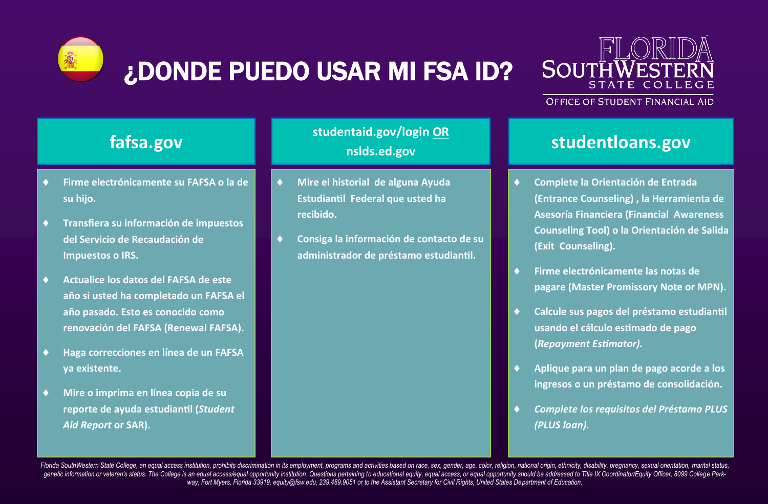# ¿DONDE PUEDO USAR MI FSA ID?

FLORIDA SOUTHWESTERN STATE COLLEGE

OFFICE OF STUDENT FINANCIAL AID

## fafsa.gov

- **Firme electrónicamente su FAFSA o la de su hijo.**
- **Transfiera su información de impuestos del Servicio de Recaudación de Impuestos o IRS.**
- **Actualice los datos del FAFSA de este año si usted ha completado un FAFSA el año pasado. Esto es conocido como renovación del FAFSA (Renewal FAFSA).**
- **Haga correcciones en línea de un FAFSA ya existente.**
- **Mire o imprima en línea copia de su reporte de ayuda estudiantil (*Student Aid Report* or SAR).**

## studentaid.gov/login OR nslds.ed.gov

- **Mire el historial de alguna Ayuda Estudiantil Federal que usted ha recibido.**
- **Consiga la información de contacto de su administrador de préstamo estudiantil.**

## studentloans.gov

- **Complete la Orientación de Entrada (Entrance Counseling) , la Herramienta de Asesoría Financiera (Financial Awareness Counseling Tool) o la Orientación de Salida (Exit Counseling).**
- **Firme electrónicamente las notas de pagare (Master Promissory Note or MPN).**
- **Calcule sus pagos del préstamo estudiantil usando el cálculo estimado de pago (*Repayment Estimator).***
- **Aplique para un plan de pago acorde a los ingresos o un préstamo de consolidación.**
- ***Complete los requisitos del Préstamo PLUS (PLUS loan).***

*Florida SouthWestern State College, an equal access institution, prohibits discrimination in its employment, programs and activities based on race, sex, gender, age, color, religion, national origin, ethnicity, disability, pregnancy, sexual orientation, marital status, genetic information or veteran's status. The College is an equal access/equal opportunity institution. Questions pertaining to educational equity, equal access, or equal opportunity should be addressed to Title IX Coordinator/Equity Officer, 8099 College Parkway, Fort Myers, Florida 33919, equity@fsw.edu, 239.489.9051 or to the Assistant Secretary for Civil Rights, United States Department of Education.*